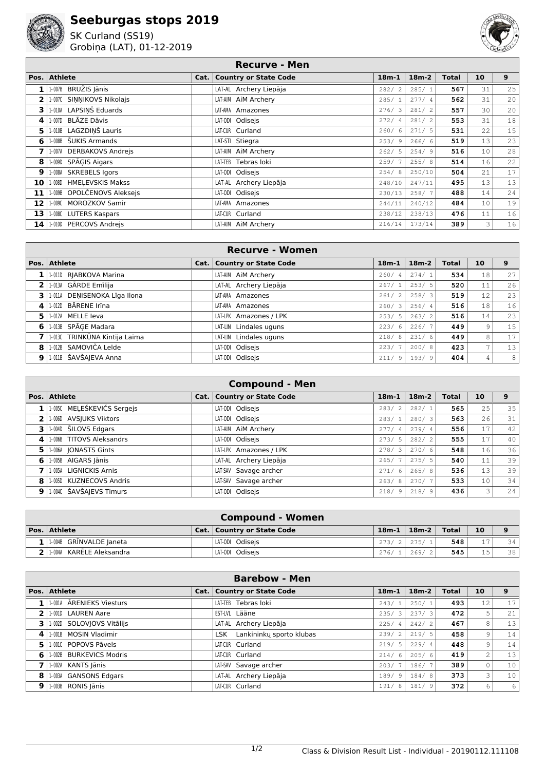# Seeburgas stops 2019

SK Curland (SS19)
Grobiņa (LAT), 01-12-2019

| Recurve - Men | | | | | | | | |
|---|---|---|---|---|---|---|---|---|
| **Pos.** | **Athlete** | **Cat.** | **Country or State Code** | **18m-1** | **18m-2** | **Total** | **10** | **9** |
| 1 | 1-007B BRUŽIS Jānis | | LAT-AL Archery Liepāja | 282/ 2 | 285/ 1 | 567 | 31 | 25 |
| 2 | 1-007C SIŅŅIKOVS Nikolajs | | LAT-AIM AiM Archery | 285/ 1 | 277/ 4 | 562 | 31 | 20 |
| 3 | 1-010A LAPSIŅŠ Eduards | | LAT-AMA Amazones | 276/ 3 | 281/ 2 | 557 | 30 | 20 |
| 4 | 1-007D BLĀZE Dāvis | | LAT-ODI Odisejs | 272/ 4 | 281/ 2 | 553 | 31 | 18 |
| 5 | 1-010B LAGZDIŅŠ Lauris | | LAT-CUR Curland | 260/ 6 | 271/ 5 | 531 | 22 | 15 |
| 6 | 1-008B ŠUKIS Armands | | LAT-STI Stiegra | 253/ 9 | 266/ 6 | 519 | 13 | 23 |
| 7 | 1-007A DERBAKOVS Andrejs | | LAT-AIM AiM Archery | 262/ 5 | 254/ 9 | 516 | 10 | 28 |
| 8 | 1-009D SPĀĢIS Aigars | | LAT-TEB Tebras loki | 259/ 7 | 255/ 8 | 514 | 16 | 22 |
| 9 | 1-008A SKREBELS Igors | | LAT-ODI Odisejs | 254/ 8 | 250/10 | 504 | 21 | 17 |
| 10 | 1-008D HMEĻEVSKIS Makss | | LAT-AL Archery Liepāja | 248/10 | 247/11 | 495 | 13 | 13 |
| 11 | 1-009B OPOLČENOVS Aleksejs | | LAT-ODI Odisejs | 230/13 | 258/ 7 | 488 | 14 | 24 |
| 12 | 1-009C MOROZKOV Samir | | LAT-AMA Amazones | 244/11 | 240/12 | 484 | 10 | 19 |
| 13 | 1-008C LUTERS Kaspars | | LAT-CUR Curland | 238/12 | 238/13 | 476 | 11 | 16 |
| 14 | 1-010D PERCOVS Andrejs | | LAT-AIM AiM Archery | 216/14 | 173/14 | 389 | 3 | 16 |

| Recurve - Women | | | | | | | | |
|---|---|---|---|---|---|---|---|---|
| **Pos.** | **Athlete** | **Cat.** | **Country or State Code** | **18m-1** | **18m-2** | **Total** | **10** | **9** |
| 1 | 1-011D RJABKOVA Marina | | LAT-AIM AiM Archery | 260/ 4 | 274/ 1 | 534 | 18 | 27 |
| 2 | 1-013A GĀRDE Emīlija | | LAT-AL Archery Liepāja | 267/ 1 | 253/ 5 | 520 | 11 | 26 |
| 3 | 1-011A DEŅISENOKA Līga Ilona | | LAT-AMA Amazones | 261/ 2 | 258/ 3 | 519 | 12 | 23 |
| 4 | 1-012D BĀRENE Irīna | | LAT-AMA Amazones | 260/ 3 | 256/ 4 | 516 | 18 | 16 |
| 5 | 1-012A MELLE Ieva | | LAT-LPK Amazones / LPK | 253/ 5 | 263/ 2 | 516 | 14 | 23 |
| 6 | 1-013B SPĀĢE Madara | | LAT-LIN Lindales uguns | 223/ 6 | 226/ 7 | 449 | 9 | 15 |
| 7 | 1-013C TRINKŪNA Kintija Laima | | LAT-LIN Lindales uguns | 218/ 8 | 231/ 6 | 449 | 8 | 17 |
| 8 | 1-012B SAMOVIČA Lelde | | LAT-ODI Odisejs | 223/ 7 | 200/ 8 | 423 | 7 | 13 |
| 9 | 1-011B ŠAVŠAJEVA Anna | | LAT-ODI Odisejs | 211/ 9 | 193/ 9 | 404 | 4 | 8 |

| Compound - Men | | | | | | | | |
|---|---|---|---|---|---|---|---|---|
| **Pos.** | **Athlete** | **Cat.** | **Country or State Code** | **18m-1** | **18m-2** | **Total** | **10** | **9** |
| 1 | 1-005C MEĻEŠKEVIČS Sergejs | | LAT-ODI Odisejs | 283/ 2 | 282/ 1 | 565 | 25 | 35 |
| 2 | 1-006D AVSJUKS Viktors | | LAT-ODI Odisejs | 283/ 1 | 280/ 3 | 563 | 26 | 31 |
| 3 | 1-004D ŠILOVS Edgars | | LAT-AIM AiM Archery | 277/ 4 | 279/ 4 | 556 | 17 | 42 |
| 4 | 1-006B TITOVS Aleksandrs | | LAT-ODI Odisejs | 273/ 5 | 282/ 2 | 555 | 17 | 40 |
| 5 | 1-006A JONASTS Gints | | LAT-LPK Amazones / LPK | 278/ 3 | 270/ 6 | 548 | 16 | 36 |
| 6 | 1-005B AIGARS Jānis | | LAT-AL Archery Liepāja | 265/ 7 | 275/ 5 | 540 | 11 | 39 |
| 7 | 1-005A LIGNICKIS Arnis | | LAT-SAV Savage archer | 271/ 6 | 265/ 8 | 536 | 13 | 39 |
| 8 | 1-005D KUZŅECOVS Andris | | LAT-SAV Savage archer | 263/ 8 | 270/ 7 | 533 | 10 | 34 |
| 9 | 1-004C ŠAVŠAJEVS Timurs | | LAT-ODI Odisejs | 218/ 9 | 218/ 9 | 436 | 3 | 24 |

| Compound - Women | | | | | | | | |
|---|---|---|---|---|---|---|---|---|
| **Pos.** | **Athlete** | **Cat.** | **Country or State Code** | **18m-1** | **18m-2** | **Total** | **10** | **9** |
| 1 | 1-004B GRĪNVALDE Janeta | | LAT-ODI Odisejs | 273/ 2 | 275/ 1 | 548 | 17 | 34 |
| 2 | 1-004A KARĒLE Aleksandra | | LAT-ODI Odisejs | 276/ 1 | 269/ 2 | 545 | 15 | 38 |

| Barebow - Men | | | | | | | | |
|---|---|---|---|---|---|---|---|---|
| **Pos.** | **Athlete** | **Cat.** | **Country or State Code** | **18m-1** | **18m-2** | **Total** | **10** | **9** |
| 1 | 1-001A ĀRENIEKS Viesturs | | LAT-TEB Tebras loki | 243/ 1 | 250/ 1 | 493 | 12 | 17 |
| 2 | 1-001D LAUREN Aare | | EST-LVL Lääne | 235/ 3 | 237/ 3 | 472 | 5 | 21 |
| 3 | 1-002D SOLOVJOVS Vitālijs | | LAT-AL Archery Liepāja | 225/ 4 | 242/ 2 | 467 | 8 | 13 |
| 4 | 1-001B MOSIN Vladimir | | LSK Lankininkų sporto klubas | 239/ 2 | 219/ 5 | 458 | 9 | 14 |
| 5 | 1-001C POPOVS Pāvels | | LAT-CUR Curland | 219/ 5 | 229/ 4 | 448 | 9 | 14 |
| 6 | 1-002B BURKEVICS Modris | | LAT-CUR Curland | 214/ 6 | 205/ 6 | 419 | 2 | 13 |
| 7 | 1-002A KANTS Jānis | | LAT-SAV Savage archer | 203/ 7 | 186/ 7 | 389 | 0 | 10 |
| 8 | 1-003A GANSONS Edgars | | LAT-AL Archery Liepāja | 189/ 9 | 184/ 8 | 373 | 3 | 10 |
| 9 | 1-003B RONIS Jānis | | LAT-CUR Curland | 191/ 8 | 181/ 9 | 372 | 6 | 6 |

Class & Division Result List - Individual - 20190112.111108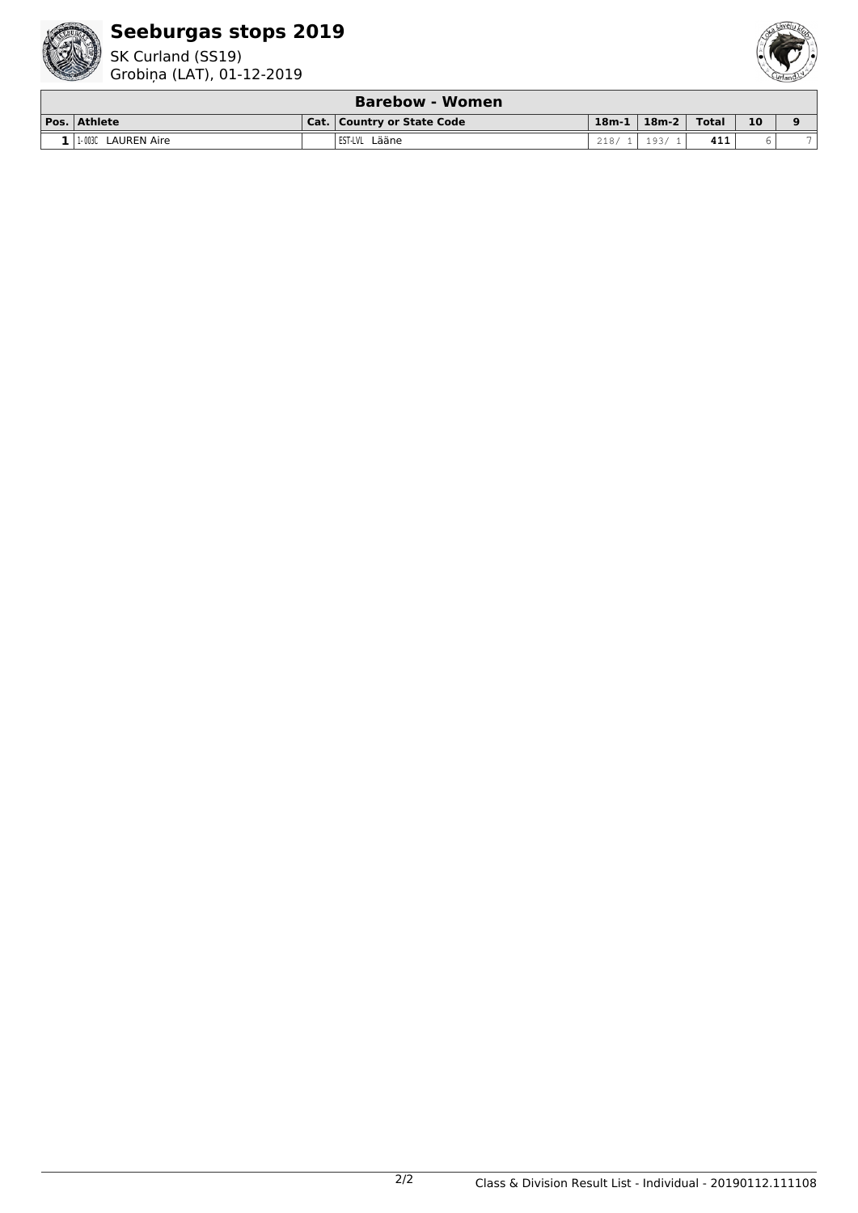# Seeburgas stops 2019

SK Curland (SS19)
Grobiņa (LAT), 01-12-2019

## Barebow - Women

| Pos. | Athlete | Cat. | Country or State Code | 18m-1 | 18m-2 | Total | 10 | 9 |
|---|---|---|---|---|---|---|---|---|
| 1 | 1-003C LAUREN Aire | | EST-LVL Lääne | 218/ 1 | 193/ 1 | 411 | 6 | 7 |

Class & Division Result List - Individual - 20190112.111108